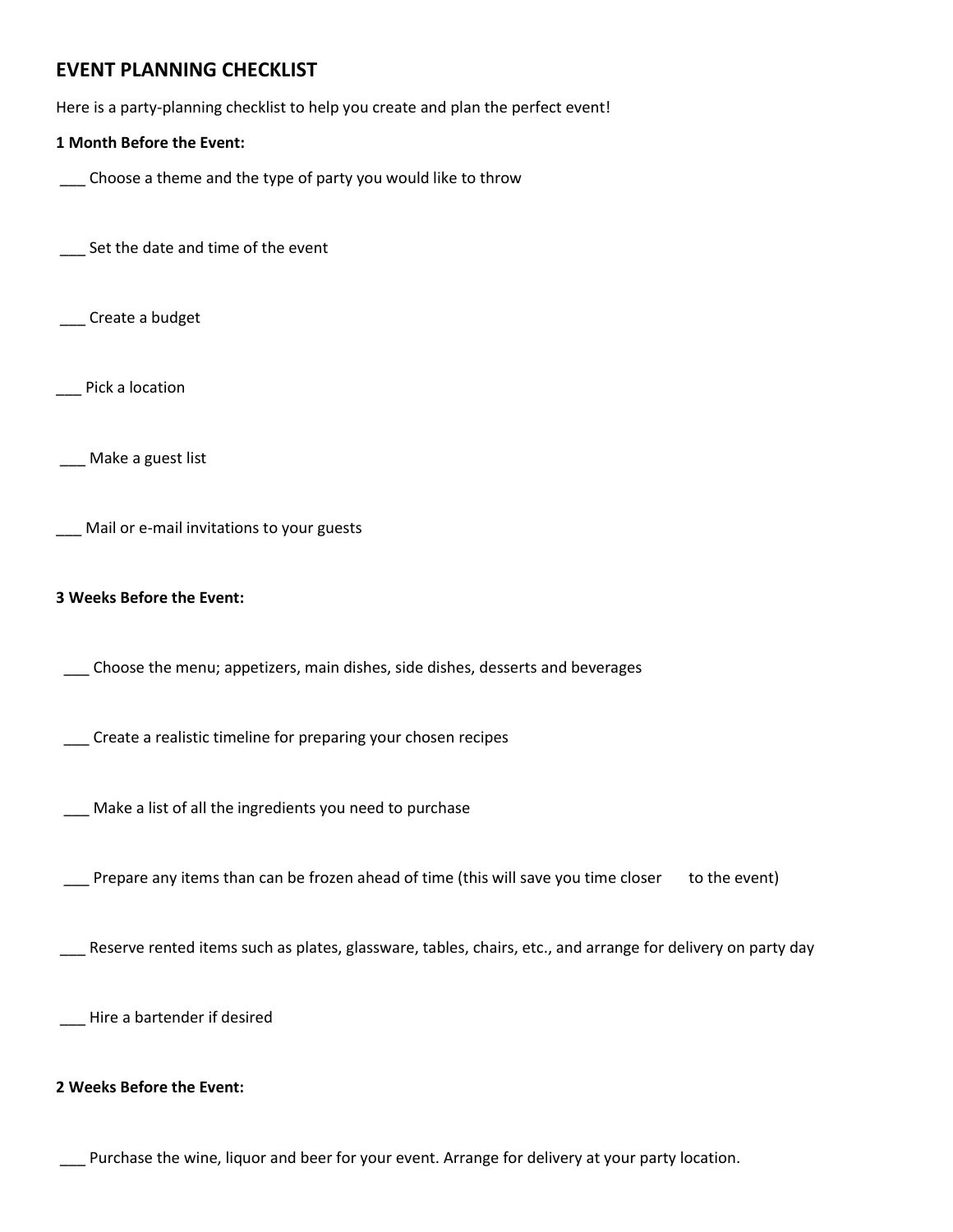# EVENT PLANNING CHECKLIST

Here is a party-planning checklist to help you create and plan the perfect event!

**1 Month Before the Event:**

___ Choose a theme and the type of party you would like to throw

___ Set the date and time of the event

___ Create a budget

___ Pick a location

___ Make a guest list

___ Mail or e-mail invitations to your guests

**3 Weeks Before the Event:**

___ Choose the menu; appetizers, main dishes, side dishes, desserts and beverages

___ Create a realistic timeline for preparing your chosen recipes

___ Make a list of all the ingredients you need to purchase

___ Prepare any items than can be frozen ahead of time (this will save you time closer to the event)

___ Reserve rented items such as plates, glassware, tables, chairs, etc., and arrange for delivery on party day

___ Hire a bartender if desired

**2 Weeks Before the Event:**

___ Purchase the wine, liquor and beer for your event. Arrange for delivery at your party location.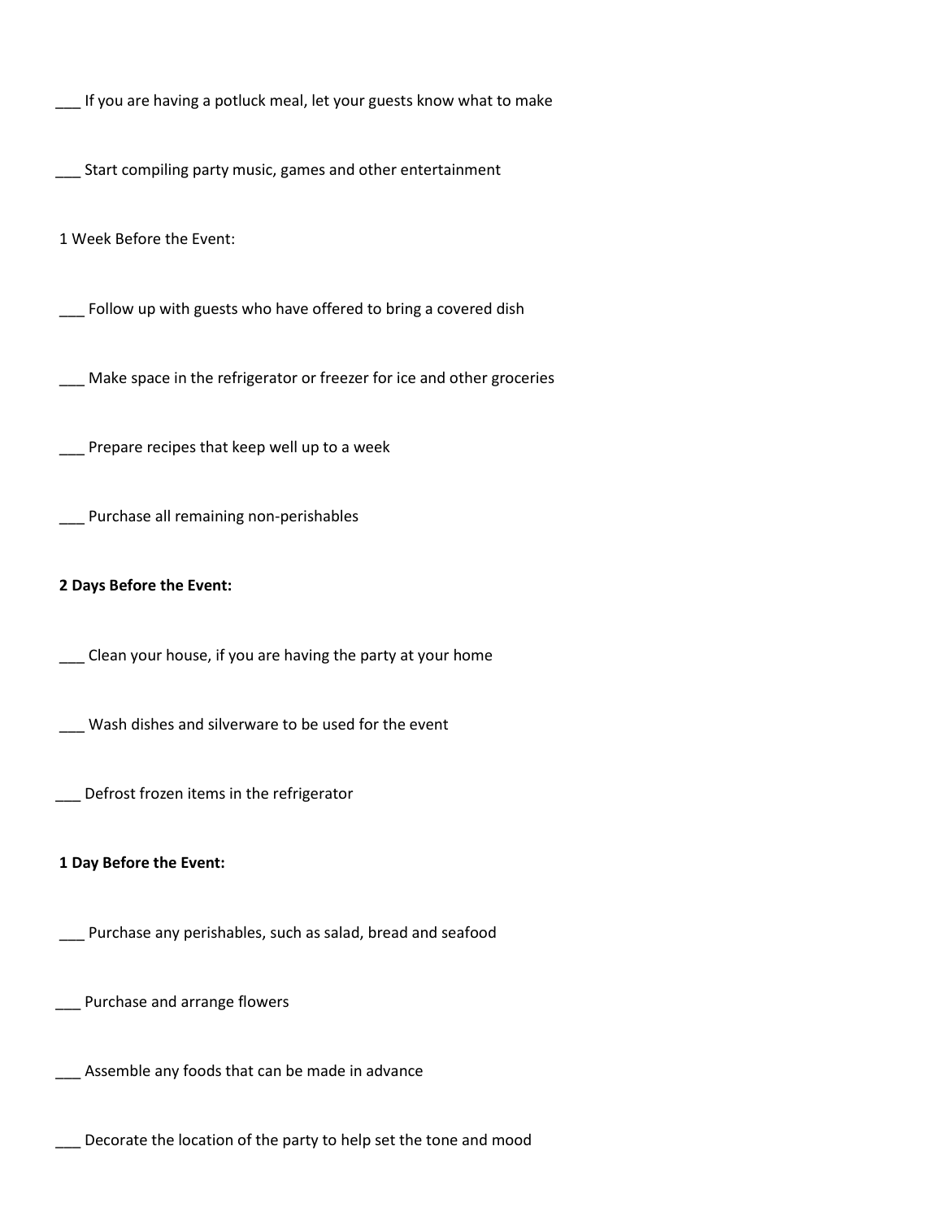___ If you are having a potluck meal, let your guests know what to make

___ Start compiling party music, games and other entertainment

1 Week Before the Event:

___ Follow up with guests who have offered to bring a covered dish

___ Make space in the refrigerator or freezer for ice and other groceries

___ Prepare recipes that keep well up to a week

___ Purchase all remaining non-perishables

**2 Days Before the Event:**

___ Clean your house, if you are having the party at your home

___ Wash dishes and silverware to be used for the event

___ Defrost frozen items in the refrigerator

**1 Day Before the Event:**

___ Purchase any perishables, such as salad, bread and seafood

___ Purchase and arrange flowers

___ Assemble any foods that can be made in advance

___ Decorate the location of the party to help set the tone and mood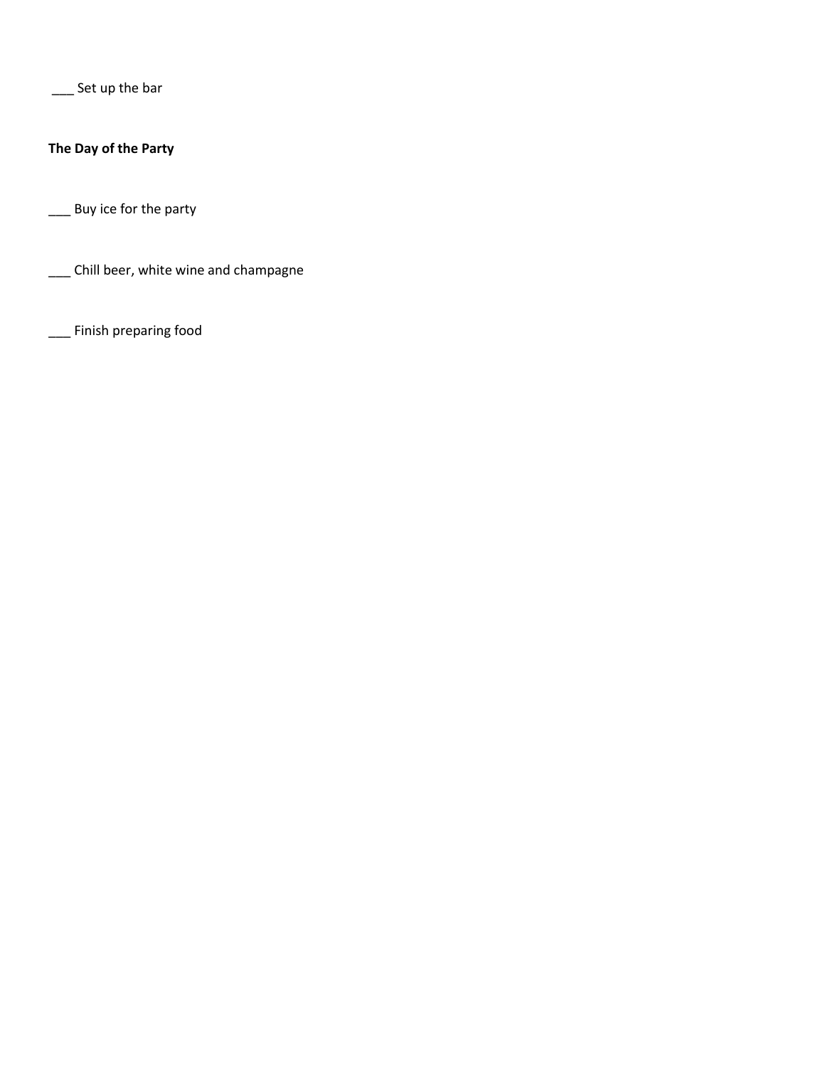___ Set up the bar

**The Day of the Party**

___ Buy ice for the party

___ Chill beer, white wine and champagne

___ Finish preparing food